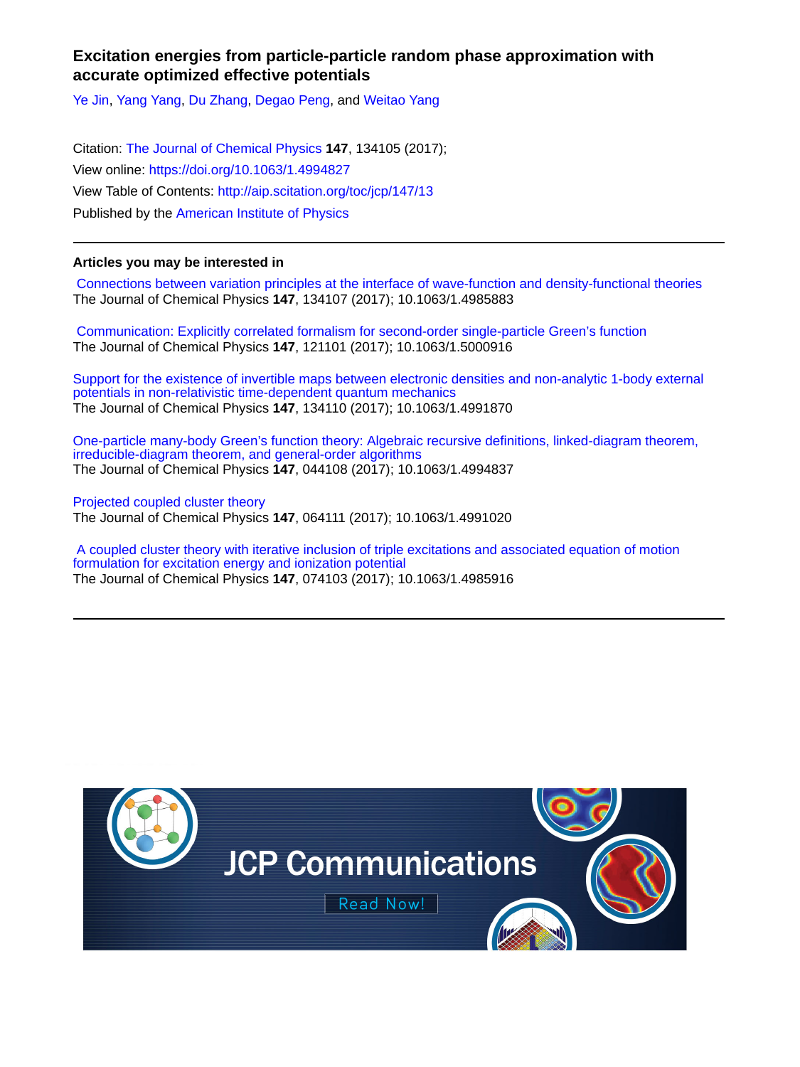# Excitation energies from particle-particle random phase approximation with accurate optimized effective potentials

Ye Jin, Yang Yang, Du Zhang, Degao Peng, and Weitao Yang

Citation: The Journal of Chemical Physics **147**, 134105 (2017);
View online: https://doi.org/10.1063/1.4994827
View Table of Contents: http://aip.scitation.org/toc/jcp/147/13
Published by the American Institute of Physics

---

## Articles you may be interested in

Connections between variation principles at the interface of wave-function and density-functional theories
The Journal of Chemical Physics **147**, 134107 (2017); 10.1063/1.4985883

Communication: Explicitly correlated formalism for second-order single-particle Green's function
The Journal of Chemical Physics **147**, 121101 (2017); 10.1063/1.5000916

Support for the existence of invertible maps between electronic densities and non-analytic 1-body external potentials in non-relativistic time-dependent quantum mechanics
The Journal of Chemical Physics **147**, 134110 (2017); 10.1063/1.4991870

One-particle many-body Green's function theory: Algebraic recursive definitions, linked-diagram theorem, irreducible-diagram theorem, and general-order algorithms
The Journal of Chemical Physics **147**, 044108 (2017); 10.1063/1.4994837

Projected coupled cluster theory
The Journal of Chemical Physics **147**, 064111 (2017); 10.1063/1.4991020

A coupled cluster theory with iterative inclusion of triple excitations and associated equation of motion formulation for excitation energy and ionization potential
The Journal of Chemical Physics **147**, 074103 (2017); 10.1063/1.4985916

---

JCP Communications

Read Now!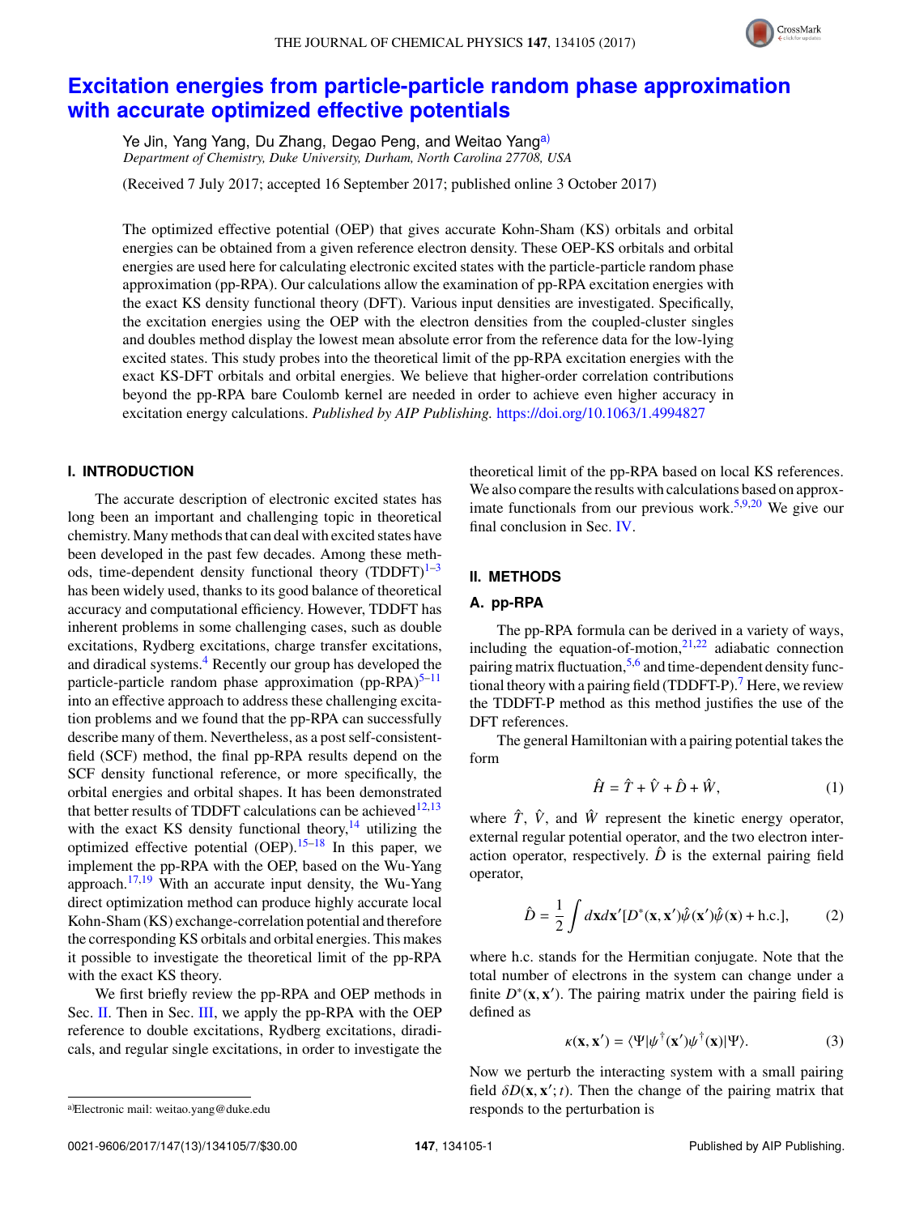# Excitation energies from particle-particle random phase approximation with accurate optimized effective potentials

Ye Jin, Yang Yang, Du Zhang, Degao Peng, and Weitao Yang[a)]

*Department of Chemistry, Duke University, Durham, North Carolina 27708, USA*

(Received 7 July 2017; accepted 16 September 2017; published online 3 October 2017)

The optimized effective potential (OEP) that gives accurate Kohn-Sham (KS) orbitals and orbital energies can be obtained from a given reference electron density. These OEP-KS orbitals and orbital energies are used here for calculating electronic excited states with the particle-particle random phase approximation (pp-RPA). Our calculations allow the examination of pp-RPA excitation energies with the exact KS density functional theory (DFT). Various input densities are investigated. Specifically, the excitation energies using the OEP with the electron densities from the coupled-cluster singles and doubles method display the lowest mean absolute error from the reference data for the low-lying excited states. This study probes into the theoretical limit of the pp-RPA excitation energies with the exact KS-DFT orbitals and orbital energies. We believe that higher-order correlation contributions beyond the pp-RPA bare Coulomb kernel are needed in order to achieve even higher accuracy in excitation energy calculations. *Published by AIP Publishing.* https://doi.org/10.1063/1.4994827

## I. INTRODUCTION

The accurate description of electronic excited states has long been an important and challenging topic in theoretical chemistry. Many methods that can deal with excited states have been developed in the past few decades. Among these methods, time-dependent density functional theory (TDDFT)[1–3] has been widely used, thanks to its good balance of theoretical accuracy and computational efficiency. However, TDDFT has inherent problems in some challenging cases, such as double excitations, Rydberg excitations, charge transfer excitations, and diradical systems.[4] Recently our group has developed the particle-particle random phase approximation (pp-RPA)[5–11] into an effective approach to address these challenging excitation problems and we found that the pp-RPA can successfully describe many of them. Nevertheless, as a post self-consistent-field (SCF) method, the final pp-RPA results depend on the SCF density functional reference, or more specifically, the orbital energies and orbital shapes. It has been demonstrated that better results of TDDFT calculations can be achieved[12,13] with the exact KS density functional theory,[14] utilizing the optimized effective potential (OEP).[15–18] In this paper, we implement the pp-RPA with the OEP, based on the Wu-Yang approach.[17,19] With an accurate input density, the Wu-Yang direct optimization method can produce highly accurate local Kohn-Sham (KS) exchange-correlation potential and therefore the corresponding KS orbitals and orbital energies. This makes it possible to investigate the theoretical limit of the pp-RPA with the exact KS theory.

We first briefly review the pp-RPA and OEP methods in Sec. II. Then in Sec. III, we apply the pp-RPA with the OEP reference to double excitations, Rydberg excitations, diradicals, and regular single excitations, in order to investigate the theoretical limit of the pp-RPA based on local KS references. We also compare the results with calculations based on approximate functionals from our previous work.[5,9,20] We give our final conclusion in Sec. IV.

## II. METHODS

### A. pp-RPA

The pp-RPA formula can be derived in a variety of ways, including the equation-of-motion,[21,22] adiabatic connection pairing matrix fluctuation,[5,6] and time-dependent density functional theory with a pairing field (TDDFT-P).[7] Here, we review the TDDFT-P method as this method justifies the use of the DFT references.

The general Hamiltonian with a pairing potential takes the form

$$\hat{H} = \hat{T} + \hat{V} + \hat{D} + \hat{W}, \tag{1}$$

where $\hat{T}$, $\hat{V}$, and $\hat{W}$ represent the kinetic energy operator, external regular potential operator, and the two electron interaction operator, respectively. $\hat{D}$ is the external pairing field operator,

$$\hat{D} = \frac{1}{2}\int d\mathbf{x}d\mathbf{x}'[D^*(\mathbf{x},\mathbf{x}')\hat{\psi}(\mathbf{x}')\hat{\psi}(\mathbf{x}) + \text{h.c.}], \tag{2}$$

where h.c. stands for the Hermitian conjugate. Note that the total number of electrons in the system can change under a finite $D^*(\mathbf{x},\mathbf{x}')$. The pairing matrix under the pairing field is defined as

$$\kappa(\mathbf{x},\mathbf{x}') = \langle\Psi|\psi^{\dagger}(\mathbf{x}')\psi^{\dagger}(\mathbf{x})|\Psi\rangle. \tag{3}$$

Now we perturb the interacting system with a small pairing field $\delta D(\mathbf{x},\mathbf{x}';t)$. Then the change of the pairing matrix that responds to the perturbation is

---

a)Electronic mail: weitao.yang@duke.edu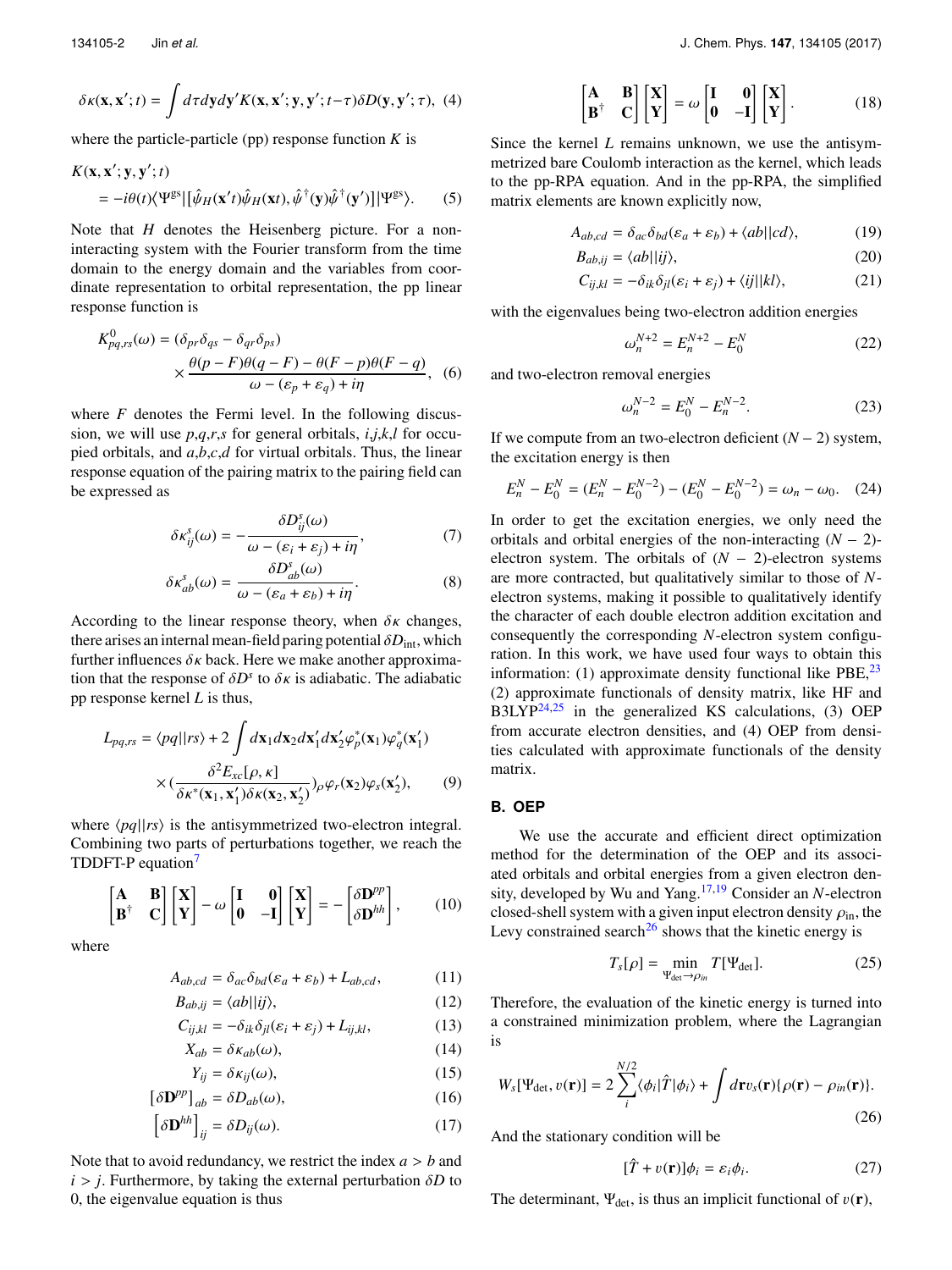$$\delta\kappa(\mathbf{x},\mathbf{x}';t) = \int d\tau d\mathbf{y}d\mathbf{y}' K(\mathbf{x},\mathbf{x}';\mathbf{y},\mathbf{y}';t-\tau)\delta D(\mathbf{y},\mathbf{y}';\tau), \quad (4)$$

where the particle-particle (pp) response function $K$ is

$$K(\mathbf{x},\mathbf{x}';\mathbf{y},\mathbf{y}';t) = -i\theta(t)\langle\Psi^{gs}|[\hat{\psi}_H(\mathbf{x}'t)\hat{\psi}_H(\mathbf{x}t),\hat{\psi}^\dagger(\mathbf{y})\hat{\psi}^\dagger(\mathbf{y}')]|\Psi^{gs}\rangle. \quad (5)$$

Note that $H$ denotes the Heisenberg picture. For a non-interacting system with the Fourier transform from the time domain to the energy domain and the variables from coordinate representation to orbital representation, the pp linear response function is

$$K^0_{pq,rs}(\omega) = (\delta_{pr}\delta_{qs} - \delta_{qr}\delta_{ps}) \times \frac{\theta(p-F)\theta(q-F) - \theta(F-p)\theta(F-q)}{\omega - (\varepsilon_p + \varepsilon_q) + i\eta}, \quad (6)$$

where $F$ denotes the Fermi level. In the following discussion, we will use $p,q,r,s$ for general orbitals, $i,j,k,l$ for occupied orbitals, and $a,b,c,d$ for virtual orbitals. Thus, the linear response equation of the pairing matrix to the pairing field can be expressed as

$$\delta\kappa^s_{ij}(\omega) = -\frac{\delta D^s_{ij}(\omega)}{\omega - (\varepsilon_i + \varepsilon_j) + i\eta}, \quad (7)$$

$$\delta\kappa^s_{ab}(\omega) = \frac{\delta D^s_{ab}(\omega)}{\omega - (\varepsilon_a + \varepsilon_b) + i\eta}. \quad (8)$$

According to the linear response theory, when $\delta\kappa$ changes, there arises an internal mean-field paring potential $\delta D_{\text{int}}$, which further influences $\delta\kappa$ back. Here we make another approximation that the response of $\delta D^s$ to $\delta\kappa$ is adiabatic. The adiabatic pp response kernel $L$ is thus,

$$L_{pq,rs} = \langle pq||rs\rangle + 2\int d\mathbf{x}_1 d\mathbf{x}_2 d\mathbf{x}'_1 d\mathbf{x}'_2 \varphi^*_p(\mathbf{x}_1)\varphi^*_q(\mathbf{x}'_1) \times \left(\frac{\delta^2 E_{xc}[\rho,\kappa]}{\delta\kappa^*(\mathbf{x}_1,\mathbf{x}'_1)\delta\kappa(\mathbf{x}_2,\mathbf{x}'_2)}\right)_\rho \varphi_r(\mathbf{x}_2)\varphi_s(\mathbf{x}'_2), \quad (9)$$

where $\langle pq||rs\rangle$ is the antisymmetrized two-electron integral. Combining two parts of perturbations together, we reach the TDDFT-P equation[7]

$$\begin{bmatrix} \mathbf{A} & \mathbf{B} \\ \mathbf{B}^\dagger & \mathbf{C} \end{bmatrix} \begin{bmatrix} \mathbf{X} \\ \mathbf{Y} \end{bmatrix} - \omega \begin{bmatrix} \mathbf{I} & \mathbf{0} \\ \mathbf{0} & -\mathbf{I} \end{bmatrix} \begin{bmatrix} \mathbf{X} \\ \mathbf{Y} \end{bmatrix} = -\begin{bmatrix} \delta\mathbf{D}^{pp} \\ \delta\mathbf{D}^{hh} \end{bmatrix}, \quad (10)$$

where

$$A_{ab,cd} = \delta_{ac}\delta_{bd}(\varepsilon_a + \varepsilon_b) + L_{ab,cd}, \quad (11)$$

$$B_{ab,ij} = \langle ab||ij\rangle, \quad (12)$$

$$C_{ij,kl} = -\delta_{ik}\delta_{jl}(\varepsilon_i + \varepsilon_j) + L_{ij,kl}, \quad (13)$$

$$X_{ab} = \delta\kappa_{ab}(\omega), \quad (14)$$

$$Y_{ij} = \delta\kappa_{ij}(\omega), \quad (15)$$

$$[\delta\mathbf{D}^{pp}]_{ab} = \delta D_{ab}(\omega), \quad (16)$$

$$[\delta\mathbf{D}^{hh}]_{ij} = \delta D_{ij}(\omega). \quad (17)$$

Note that to avoid redundancy, we restrict the index $a > b$ and $i > j$. Furthermore, by taking the external perturbation $\delta D$ to 0, the eigenvalue equation is thus

$$\begin{bmatrix} \mathbf{A} & \mathbf{B} \\ \mathbf{B}^\dagger & \mathbf{C} \end{bmatrix} \begin{bmatrix} \mathbf{X} \\ \mathbf{Y} \end{bmatrix} = \omega \begin{bmatrix} \mathbf{I} & \mathbf{0} \\ \mathbf{0} & -\mathbf{I} \end{bmatrix} \begin{bmatrix} \mathbf{X} \\ \mathbf{Y} \end{bmatrix}. \quad (18)$$

Since the kernel $L$ remains unknown, we use the antisymmetrized bare Coulomb interaction as the kernel, which leads to the pp-RPA equation. And in the pp-RPA, the simplified matrix elements are known explicitly now,

$$A_{ab,cd} = \delta_{ac}\delta_{bd}(\varepsilon_a + \varepsilon_b) + \langle ab||cd\rangle, \quad (19)$$

$$B_{ab,ij} = \langle ab||ij\rangle, \quad (20)$$

$$C_{ij,kl} = -\delta_{ik}\delta_{jl}(\varepsilon_i + \varepsilon_j) + \langle ij||kl\rangle, \quad (21)$$

with the eigenvalues being two-electron addition energies

$$\omega^{N+2}_n = E^{N+2}_n - E^N_0 \quad (22)$$

and two-electron removal energies

$$\omega^{N-2}_n = E^N_0 - E^{N-2}_n. \quad (23)$$

If we compute from an two-electron deficient $(N-2)$ system, the excitation energy is then

$$E^N_n - E^N_0 = (E^N_n - E^{N-2}_0) - (E^N_0 - E^{N-2}_0) = \omega_n - \omega_0. \quad (24)$$

In order to get the excitation energies, we only need the orbitals and orbital energies of the non-interacting $(N-2)$-electron system. The orbitals of $(N-2)$-electron systems are more contracted, but qualitatively similar to those of $N$-electron systems, making it possible to qualitatively identify the character of each double electron addition excitation and consequently the corresponding $N$-electron system configuration. In this work, we have used four ways to obtain this information: (1) approximate density functional like PBE,[23] (2) approximate functionals of density matrix, like HF and B3LYP[24,25] in the generalized KS calculations, (3) OEP from accurate electron densities, and (4) OEP from densities calculated with approximate functionals of the density matrix.

### B. OEP

We use the accurate and efficient direct optimization method for the determination of the OEP and its associated orbitals and orbital energies from a given electron density, developed by Wu and Yang.[17,19] Consider an $N$-electron closed-shell system with a given input electron density $\rho_{\text{in}}$, the Levy constrained search[26] shows that the kinetic energy is

$$T_s[\rho] = \min_{\Psi_{\text{det}} \to \rho_{in}} T[\Psi_{\text{det}}]. \quad (25)$$

Therefore, the evaluation of the kinetic energy is turned into a constrained minimization problem, where the Lagrangian is

$$W_s[\Psi_{\text{det}}, v(\mathbf{r})] = 2\sum_i^{N/2}\langle\phi_i|\hat{T}|\phi_i\rangle + \int d\mathbf{r} v_s(\mathbf{r})\{\rho(\mathbf{r}) - \rho_{in}(\mathbf{r})\}. \quad (26)$$

And the stationary condition will be

$$[\hat{T} + v(\mathbf{r})]\phi_i = \varepsilon_i\phi_i. \quad (27)$$

The determinant, $\Psi_{\text{det}}$, is thus an implicit functional of $v(\mathbf{r})$,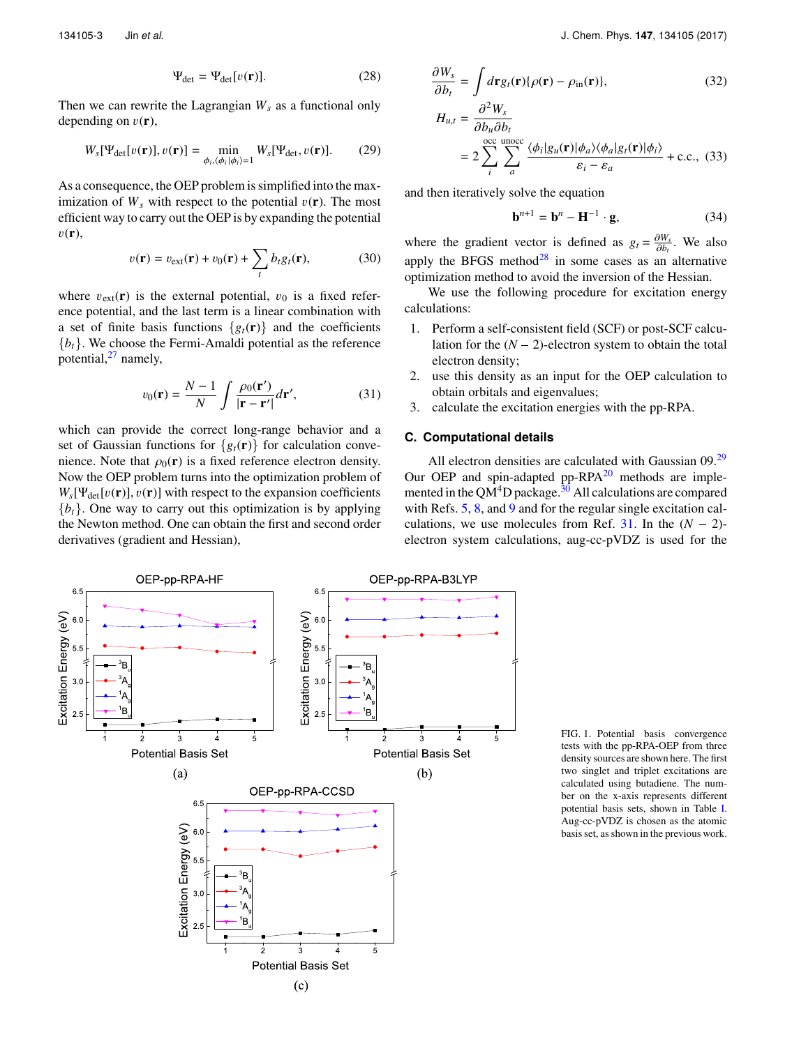$$\Psi_{\text{det}} = \Psi_{\text{det}}[v(\mathbf{r})]. \tag{28}$$

Then we can rewrite the Lagrangian $W_s$ as a functional only depending on $v(\mathbf{r})$,

$$W_s[\Psi_{\text{det}}[v(\mathbf{r})], v(\mathbf{r})] = \min_{\phi_i, \langle\phi_i|\phi_i\rangle=1} W_s[\Psi_{\text{det}}, v(\mathbf{r})]. \tag{29}$$

As a consequence, the OEP problem is simplified into the maximization of $W_s$ with respect to the potential $v(\mathbf{r})$. The most efficient way to carry out the OEP is by expanding the potential $v(\mathbf{r})$,

$$v(\mathbf{r}) = v_{\text{ext}}(\mathbf{r}) + v_0(\mathbf{r}) + \sum_t b_t g_t(\mathbf{r}), \tag{30}$$

where $v_{\text{ext}}(\mathbf{r})$ is the external potential, $v_0$ is a fixed reference potential, and the last term is a linear combination with a set of finite basis functions $\{g_t(\mathbf{r})\}$ and the coefficients $\{b_t\}$. We choose the Fermi-Amaldi potential as the reference potential,[27] namely,

$$v_0(\mathbf{r}) = \frac{N-1}{N}\int \frac{\rho_0(\mathbf{r}')}{|\mathbf{r}-\mathbf{r}'|}d\mathbf{r}', \tag{31}$$

which can provide the correct long-range behavior and a set of Gaussian functions for $\{g_t(\mathbf{r})\}$ for calculation convenience. Note that $\rho_0(\mathbf{r})$ is a fixed reference electron density. Now the OEP problem turns into the optimization problem of $W_s[\Psi_{\text{det}}[v(\mathbf{r})], v(\mathbf{r})]$ with respect to the expansion coefficients $\{b_t\}$. One way to carry out this optimization is by applying the Newton method. One can obtain the first and second order derivatives (gradient and Hessian),

$$\frac{\partial W_s}{\partial b_t} = \int d\mathbf{r} g_t(\mathbf{r})\{\rho(\mathbf{r}) - \rho_{\text{in}}(\mathbf{r})\}, \tag{32}$$

$$H_{u,t} = \frac{\partial^2 W_s}{\partial b_u \partial b_t} = 2\sum_i^{\text{occ}}\sum_a^{\text{unocc}} \frac{\langle\phi_i|g_u(\mathbf{r})|\phi_a\rangle\langle\phi_a|g_t(\mathbf{r})|\phi_i\rangle}{\varepsilon_i - \varepsilon_a} + \text{c.c.}, \tag{33}$$

and then iteratively solve the equation

$$\mathbf{b}^{n+1} = \mathbf{b}^n - \mathbf{H}^{-1}\cdot\mathbf{g}, \tag{34}$$

where the gradient vector is defined as $g_t = \frac{\partial W_s}{\partial b_t}$. We also apply the BFGS method[28] in some cases as an alternative optimization method to avoid the inversion of the Hessian.

We use the following procedure for excitation energy calculations:

1. Perform a self-consistent field (SCF) or post-SCF calculation for the $(N-2)$-electron system to obtain the total electron density;
2. use this density as an input for the OEP calculation to obtain orbitals and eigenvalues;
3. calculate the excitation energies with the pp-RPA.

### C. Computational details

All electron densities are calculated with Gaussian 09.[29] Our OEP and spin-adapted pp-RPA[20] methods are implemented in the QM$^4$D package.[30] All calculations are compared with Refs. 5, 8, and 9 and for the regular single excitation calculations, we use molecules from Ref. 31. In the $(N-2)$-electron system calculations, aug-cc-pVDZ is used for the

FIG. 1. Potential basis convergence tests with the pp-RPA-OEP from three density sources are shown here. The first two singlet and triplet excitations are calculated using butadiene. The number on the x-axis represents different potential basis sets, shown in Table I. Aug-cc-pVDZ is chosen as the atomic basis set, as shown in the previous work.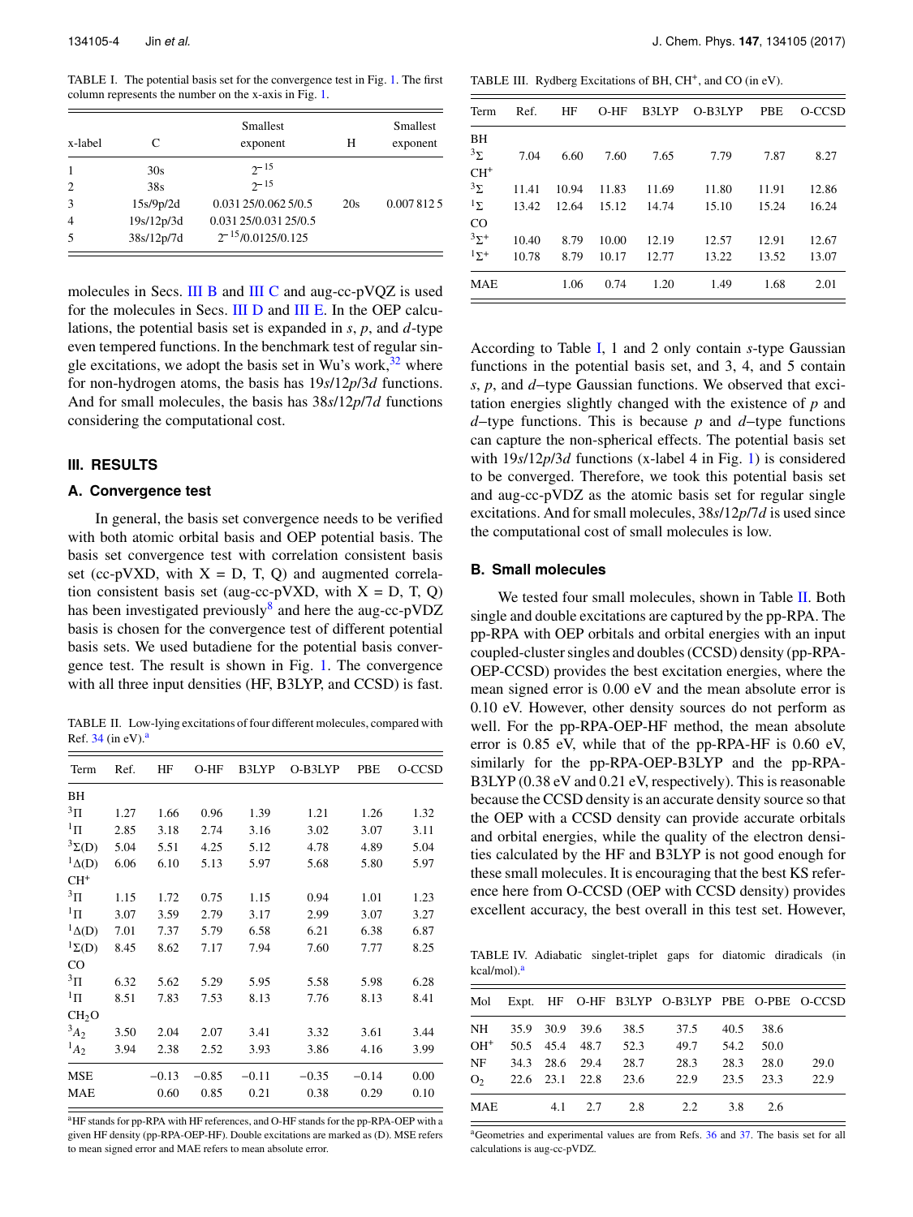TABLE I. The potential basis set for the convergence test in Fig. 1. The first column represents the number on the x-axis in Fig. 1.

| x-label | C | Smallest exponent | H | Smallest exponent |
|---|---|---|---|---|
| 1 | 30s | $2^{-15}$ | | |
| 2 | 38s | $2^{-15}$ | | |
| 3 | 15s/9p/2d | 0.031 25/0.062 5/0.5 | 20s | 0.007 812 5 |
| 4 | 19s/12p/3d | 0.031 25/0.031 25/0.5 | | |
| 5 | 38s/12p/7d | $2^{-15}$/0.0125/0.125 | | |

molecules in Secs. III B and III C and aug-cc-pVQZ is used for the molecules in Secs. III D and III E. In the OEP calculations, the potential basis set is expanded in *s*, *p*, and *d*-type even tempered functions. In the benchmark test of regular single excitations, we adopt the basis set in Wu's work,[32] where for non-hydrogen atoms, the basis has 19*s*/12*p*/3*d* functions. And for small molecules, the basis has 38*s*/12*p*/7*d* functions considering the computational cost.

## III. RESULTS

### A. Convergence test

In general, the basis set convergence needs to be verified with both atomic orbital basis and OEP potential basis. The basis set convergence test with correlation consistent basis set (cc-pVXD, with X = D, T, Q) and augmented correlation consistent basis set (aug-cc-pVXD, with X = D, T, Q) has been investigated previously[8] and here the aug-cc-pVDZ basis is chosen for the convergence test of different potential basis sets. We used butadiene for the potential basis convergence test. The result is shown in Fig. 1. The convergence with all three input densities (HF, B3LYP, and CCSD) is fast.

TABLE II. Low-lying excitations of four different molecules, compared with Ref. 34 (in eV).[a]

| Term | Ref. | HF | O-HF | B3LYP | O-B3LYP | PBE | O-CCSD |
|---|---|---|---|---|---|---|---|
| BH | | | | | | | |
| $^3\Pi$ | 1.27 | 1.66 | 0.96 | 1.39 | 1.21 | 1.26 | 1.32 |
| $^1\Pi$ | 2.85 | 3.18 | 2.74 | 3.16 | 3.02 | 3.07 | 3.11 |
| $^3\Sigma$(D) | 5.04 | 5.51 | 4.25 | 5.12 | 4.78 | 4.89 | 5.04 |
| $^1\Delta$(D) | 6.06 | 6.10 | 5.13 | 5.97 | 5.68 | 5.80 | 5.97 |
| $CH^+$ | | | | | | | |
| $^3\Pi$ | 1.15 | 1.72 | 0.75 | 1.15 | 0.94 | 1.01 | 1.23 |
| $^1\Pi$ | 3.07 | 3.59 | 2.79 | 3.17 | 2.99 | 3.07 | 3.27 |
| $^1\Delta$(D) | 7.01 | 7.37 | 5.79 | 6.58 | 6.21 | 6.38 | 6.87 |
| $^1\Sigma$(D) | 8.45 | 8.62 | 7.17 | 7.94 | 7.60 | 7.77 | 8.25 |
| CO | | | | | | | |
| $^3\Pi$ | 6.32 | 5.62 | 5.29 | 5.95 | 5.58 | 5.98 | 6.28 |
| $^1\Pi$ | 8.51 | 7.83 | 7.53 | 8.13 | 7.76 | 8.13 | 8.41 |
| $CH_2O$ | | | | | | | |
| $^3A_2$ | 3.50 | 2.04 | 2.07 | 3.41 | 3.32 | 3.61 | 3.44 |
| $^1A_2$ | 3.94 | 2.38 | 2.52 | 3.93 | 3.86 | 4.16 | 3.99 |
| MSE | | −0.13 | −0.85 | −0.11 | −0.35 | −0.14 | 0.00 |
| MAE | | 0.60 | 0.85 | 0.21 | 0.38 | 0.29 | 0.10 |

[a]HF stands for pp-RPA with HF references, and O-HF stands for the pp-RPA-OEP with a given HF density (pp-RPA-OEP-HF). Double excitations are marked as (D). MSE refers to mean signed error and MAE refers to mean absolute error.

TABLE III. Rydberg Excitations of BH, $CH^+$, and CO (in eV).

| Term | Ref. | HF | O-HF | B3LYP | O-B3LYP | PBE | O-CCSD |
|---|---|---|---|---|---|---|---|
| BH | | | | | | | |
| $^3\Sigma$ | 7.04 | 6.60 | 7.60 | 7.65 | 7.79 | 7.87 | 8.27 |
| $CH^+$ | | | | | | | |
| $^3\Sigma$ | 11.41 | 10.94 | 11.83 | 11.69 | 11.80 | 11.91 | 12.86 |
| $^1\Sigma$ | 13.42 | 12.64 | 15.12 | 14.74 | 15.10 | 15.24 | 16.24 |
| CO | | | | | | | |
| $^3\Sigma^+$ | 10.40 | 8.79 | 10.00 | 12.19 | 12.57 | 12.91 | 12.67 |
| $^1\Sigma^+$ | 10.78 | 8.79 | 10.17 | 12.77 | 13.22 | 13.52 | 13.07 |
| MAE | | 1.06 | 0.74 | 1.20 | 1.49 | 1.68 | 2.01 |

According to Table I, 1 and 2 only contain *s*-type Gaussian functions in the potential basis set, and 3, 4, and 5 contain *s*, *p*, and *d*–type Gaussian functions. We observed that excitation energies slightly changed with the existence of *p* and *d*–type functions. This is because *p* and *d*–type functions can capture the non-spherical effects. The potential basis set with 19*s*/12*p*/3*d* functions (x-label 4 in Fig. 1) is considered to be converged. Therefore, we took this potential basis set and aug-cc-pVDZ as the atomic basis set for regular single excitations. And for small molecules, 38*s*/12*p*/7*d* is used since the computational cost of small molecules is low.

### B. Small molecules

We tested four small molecules, shown in Table II. Both single and double excitations are captured by the pp-RPA. The pp-RPA with OEP orbitals and orbital energies with an input coupled-cluster singles and doubles (CCSD) density (pp-RPA-OEP-CCSD) provides the best excitation energies, where the mean signed error is 0.00 eV and the mean absolute error is 0.10 eV. However, other density sources do not perform as well. For the pp-RPA-OEP-HF method, the mean absolute error is 0.85 eV, while that of the pp-RPA-HF is 0.60 eV, similarly for the pp-RPA-OEP-B3LYP and the pp-RPA-B3LYP (0.38 eV and 0.21 eV, respectively). This is reasonable because the CCSD density is an accurate density source so that the OEP with a CCSD density can provide accurate orbitals and orbital energies, while the quality of the electron densities calculated by the HF and B3LYP is not good enough for these small molecules. It is encouraging that the best KS reference here from O-CCSD (OEP with CCSD density) provides excellent accuracy, the best overall in this test set. However,

TABLE IV. Adiabatic singlet-triplet gaps for diatomic diradicals (in kcal/mol).[a]

| Mol | Expt. | HF | O-HF | B3LYP | O-B3LYP | PBE | O-PBE | O-CCSD |
|---|---|---|---|---|---|---|---|---|
| NH | 35.9 | 30.9 | 39.6 | 38.5 | 37.5 | 40.5 | 38.6 | |
| $OH^+$ | 50.5 | 45.4 | 48.7 | 52.3 | 49.7 | 54.2 | 50.0 | |
| NF | 34.3 | 28.6 | 29.4 | 28.7 | 28.3 | 28.3 | 28.0 | 29.0 |
| $O_2$ | 22.6 | 23.1 | 22.8 | 23.6 | 22.9 | 23.5 | 23.3 | 22.9 |
| MAE | | 4.1 | 2.7 | 2.8 | 2.2 | 3.8 | 2.6 | |

[a]Geometries and experimental values are from Refs. 36 and 37. The basis set for all calculations is aug-cc-pVDZ.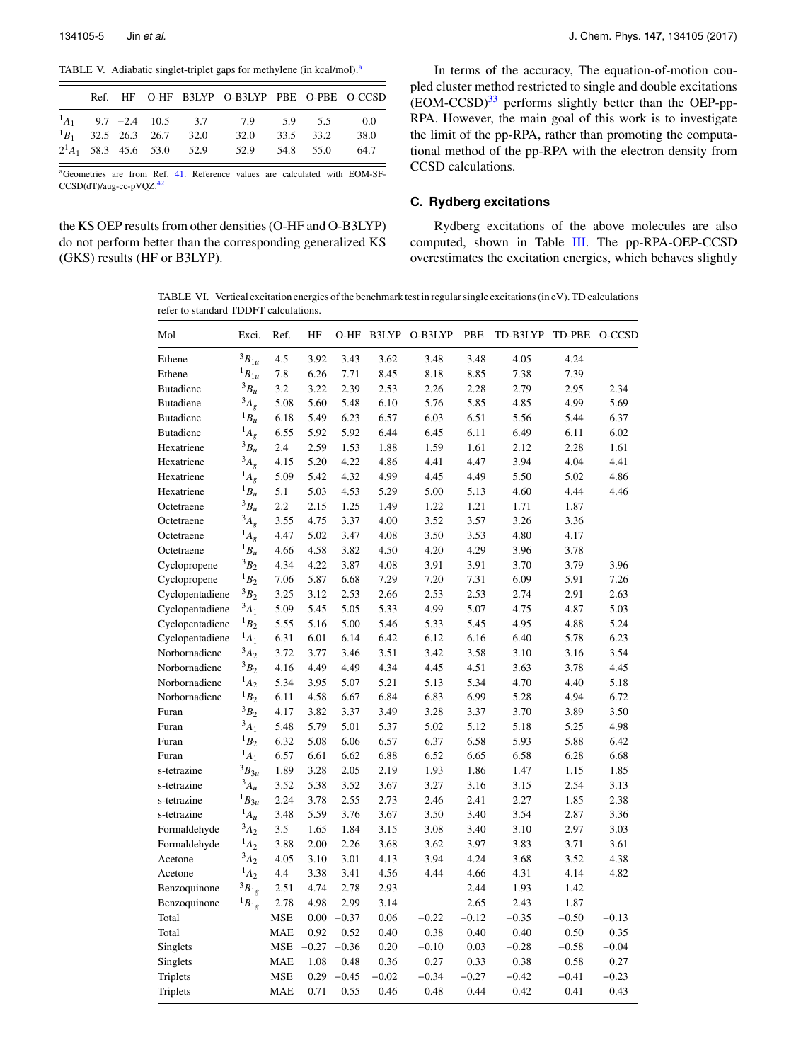TABLE V. Adiabatic singlet-triplet gaps for methylene (in kcal/mol).[a]

| | Ref. | HF | O-HF | B3LYP | O-B3LYP | PBE | O-PBE | O-CCSD |
|---|---|---|---|---|---|---|---|---|
| $^1A_1$ | 9.7 | −2.4 | 10.5 | 3.7 | 7.9 | 5.9 | 5.5 | 0.0 |
| $^1B_1$ | 32.5 | 26.3 | 26.7 | 32.0 | 32.0 | 33.5 | 33.2 | 38.0 |
| $2^1A_1$ | 58.3 | 45.6 | 53.0 | 52.9 | 52.9 | 54.8 | 55.0 | 64.7 |

[a]Geometries are from Ref. 41. Reference values are calculated with EOM-SF-CCSD(dT)/aug-cc-pVQZ.[42]

the KS OEP results from other densities (O-HF and O-B3LYP) do not perform better than the corresponding generalized KS (GKS) results (HF or B3LYP).

In terms of the accuracy, The equation-of-motion coupled cluster method restricted to single and double excitations (EOM-CCSD)[33] performs slightly better than the OEP-pp-RPA. However, the main goal of this work is to investigate the limit of the pp-RPA, rather than promoting the computational method of the pp-RPA with the electron density from CCSD calculations.

### C. Rydberg excitations

Rydberg excitations of the above molecules are also computed, shown in Table III. The pp-RPA-OEP-CCSD overestimates the excitation energies, which behaves slightly

TABLE VI. Vertical excitation energies of the benchmark test in regular single excitations (in eV). TD calculations refer to standard TDDFT calculations.

| Mol | Exci. | Ref. | HF | O-HF | B3LYP | O-B3LYP | PBE | TD-B3LYP | TD-PBE | O-CCSD |
|---|---|---|---|---|---|---|---|---|---|---|
| Ethene | $^3B_{1u}$ | 4.5 | 3.92 | 3.43 | 3.62 | 3.48 | 3.48 | 4.05 | 4.24 | |
| Ethene | $^1B_{1u}$ | 7.8 | 6.26 | 7.71 | 8.45 | 8.18 | 8.85 | 7.38 | 7.39 | |
| Butadiene | $^3B_u$ | 3.2 | 3.22 | 2.39 | 2.53 | 2.26 | 2.28 | 2.79 | 2.95 | 2.34 |
| Butadiene | $^3A_g$ | 5.08 | 5.60 | 5.48 | 6.10 | 5.76 | 5.85 | 4.85 | 4.99 | 5.69 |
| Butadiene | $^1B_u$ | 6.18 | 5.49 | 6.23 | 6.57 | 6.03 | 6.51 | 5.56 | 5.44 | 6.37 |
| Butadiene | $^1A_g$ | 6.55 | 5.92 | 5.92 | 6.44 | 6.45 | 6.11 | 6.49 | 6.11 | 6.02 |
| Hexatriene | $^3B_u$ | 2.4 | 2.59 | 1.53 | 1.88 | 1.59 | 1.61 | 2.12 | 2.28 | 1.61 |
| Hexatriene | $^3A_g$ | 4.15 | 5.20 | 4.22 | 4.86 | 4.41 | 4.47 | 3.94 | 4.04 | 4.41 |
| Hexatriene | $^1A_g$ | 5.09 | 5.42 | 4.32 | 4.99 | 4.45 | 4.49 | 5.50 | 5.02 | 4.86 |
| Hexatriene | $^1B_u$ | 5.1 | 5.03 | 4.53 | 5.29 | 5.00 | 5.13 | 4.60 | 4.44 | 4.46 |
| Octetraene | $^3B_u$ | 2.2 | 2.15 | 1.25 | 1.49 | 1.22 | 1.21 | 1.71 | 1.87 | |
| Octetraene | $^3A_g$ | 3.55 | 4.75 | 3.37 | 4.00 | 3.52 | 3.57 | 3.26 | 3.36 | |
| Octetraene | $^1A_g$ | 4.47 | 5.02 | 3.47 | 4.08 | 3.50 | 3.53 | 4.80 | 4.17 | |
| Octetraene | $^1B_u$ | 4.66 | 4.58 | 3.82 | 4.50 | 4.20 | 4.29 | 3.96 | 3.78 | |
| Cyclopropene | $^3B_2$ | 4.34 | 4.22 | 3.87 | 4.08 | 3.91 | 3.91 | 3.70 | 3.79 | 3.96 |
| Cyclopropene | $^1B_2$ | 7.06 | 5.87 | 6.68 | 7.29 | 7.20 | 7.31 | 6.09 | 5.91 | 7.26 |
| Cyclopentadiene | $^3B_2$ | 3.25 | 3.12 | 2.53 | 2.66 | 2.53 | 2.53 | 2.74 | 2.91 | 2.63 |
| Cyclopentadiene | $^3A_1$ | 5.09 | 5.45 | 5.05 | 5.33 | 4.99 | 5.07 | 4.75 | 4.87 | 5.03 |
| Cyclopentadiene | $^1B_2$ | 5.55 | 5.16 | 5.00 | 5.46 | 5.33 | 5.45 | 4.95 | 4.88 | 5.24 |
| Cyclopentadiene | $^1A_1$ | 6.31 | 6.01 | 6.14 | 6.42 | 6.12 | 6.16 | 6.40 | 5.78 | 6.23 |
| Norbornadiene | $^3A_2$ | 3.72 | 3.77 | 3.46 | 3.51 | 3.42 | 3.58 | 3.10 | 3.16 | 3.54 |
| Norbornadiene | $^3B_2$ | 4.16 | 4.49 | 4.49 | 4.34 | 4.45 | 4.51 | 3.63 | 3.78 | 4.45 |
| Norbornadiene | $^1A_2$ | 5.34 | 3.95 | 5.07 | 5.21 | 5.13 | 5.34 | 4.70 | 4.40 | 5.18 |
| Norbornadiene | $^1B_2$ | 6.11 | 4.58 | 6.67 | 6.84 | 6.83 | 6.99 | 5.28 | 4.94 | 6.72 |
| Furan | $^3B_2$ | 4.17 | 3.82 | 3.37 | 3.49 | 3.28 | 3.37 | 3.70 | 3.89 | 3.50 |
| Furan | $^3A_1$ | 5.48 | 5.79 | 5.01 | 5.37 | 5.02 | 5.12 | 5.18 | 5.25 | 4.98 |
| Furan | $^1B_2$ | 6.32 | 5.08 | 6.06 | 6.57 | 6.37 | 6.58 | 5.93 | 5.88 | 6.42 |
| Furan | $^1A_1$ | 6.57 | 6.61 | 6.62 | 6.88 | 6.52 | 6.65 | 6.58 | 6.28 | 6.68 |
| s-tetrazine | $^3B_{3u}$ | 1.89 | 3.28 | 2.05 | 2.19 | 1.93 | 1.86 | 1.47 | 1.15 | 1.85 |
| s-tetrazine | $^3A_u$ | 3.52 | 5.38 | 3.52 | 3.67 | 3.27 | 3.16 | 3.15 | 2.54 | 3.13 |
| s-tetrazine | $^1B_{3u}$ | 2.24 | 3.78 | 2.55 | 2.73 | 2.46 | 2.41 | 2.27 | 1.85 | 2.38 |
| s-tetrazine | $^1A_u$ | 3.48 | 5.59 | 3.76 | 3.67 | 3.50 | 3.40 | 3.54 | 2.87 | 3.36 |
| Formaldehyde | $^3A_2$ | 3.5 | 1.65 | 1.84 | 3.15 | 3.08 | 3.40 | 3.10 | 2.97 | 3.03 |
| Formaldehyde | $^1A_2$ | 3.88 | 2.00 | 2.26 | 3.68 | 3.62 | 3.97 | 3.83 | 3.71 | 3.61 |
| Acetone | $^3A_2$ | 4.05 | 3.10 | 3.01 | 4.13 | 3.94 | 4.24 | 3.68 | 3.52 | 4.38 |
| Acetone | $^1A_2$ | 4.4 | 3.38 | 3.41 | 4.56 | 4.44 | 4.66 | 4.31 | 4.14 | 4.82 |
| Benzoquinone | $^3B_{1g}$ | 2.51 | 4.74 | 2.78 | 2.93 | | 2.44 | 1.93 | 1.42 | |
| Benzoquinone | $^1B_{1g}$ | 2.78 | 4.98 | 2.99 | 3.14 | | 2.65 | 2.43 | 1.87 | |
| Total | | MSE | 0.00 | −0.37 | 0.06 | −0.22 | −0.12 | −0.35 | −0.50 | −0.13 |
| Total | | MAE | 0.92 | 0.52 | 0.40 | 0.38 | 0.40 | 0.40 | 0.50 | 0.35 |
| Singlets | | MSE | −0.27 | −0.36 | 0.20 | −0.10 | 0.03 | −0.28 | −0.58 | −0.04 |
| Singlets | | MAE | 1.08 | 0.48 | 0.36 | 0.27 | 0.33 | 0.38 | 0.58 | 0.27 |
| Triplets | | MSE | 0.29 | −0.45 | −0.02 | −0.34 | −0.27 | −0.42 | −0.41 | −0.23 |
| Triplets | | MAE | 0.71 | 0.55 | 0.46 | 0.48 | 0.44 | 0.42 | 0.41 | 0.43 |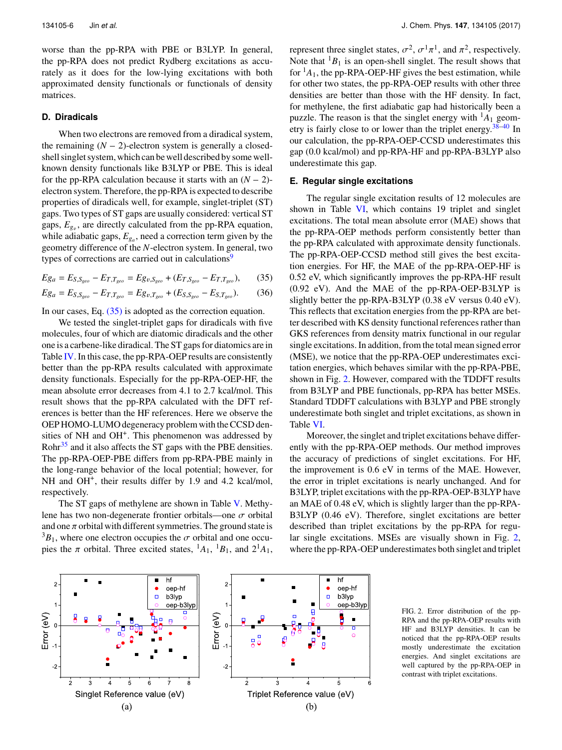worse than the pp-RPA with PBE or B3LYP. In general, the pp-RPA does not predict Rydberg excitations as accurately as it does for the low-lying excitations with both approximated density functionals or functionals of density matrices.

### D. Diradicals

When two electrons are removed from a diradical system, the remaining $(N-2)$-electron system is generally a closed-shell singlet system, which can be well described by some well-known density functionals like B3LYP or PBE. This is ideal for the pp-RPA calculation because it starts with an $(N-2)$-electron system. Therefore, the pp-RPA is expected to describe properties of diradicals well, for example, singlet-triplet (ST) gaps. Two types of ST gaps are usually considered: vertical ST gaps, $E_{g_v}$, are directly calculated from the pp-RPA equation, while adiabatic gaps, $E_{g_a}$, need a correction term given by the geometry difference of the $N$-electron system. In general, two types of corrections are carried out in calculations[9]

$$Eg_a = E_{S,S_{geo}} - E_{T,T_{geo}} = Eg_{v,S_{geo}} + (E_{T,S_{geo}} - E_{T,T_{geo}}), \quad (35)$$

$$Eg_a = E_{S,S_{geo}} - E_{T,T_{geo}} = Eg_{v,T_{geo}} + (E_{S,S_{geo}} - E_{S,T_{geo}}). \quad (36)$$

In our cases, Eq. (35) is adopted as the correction equation.

We tested the singlet-triplet gaps for diradicals with five molecules, four of which are diatomic diradicals and the other one is a carbene-like diradical. The ST gaps for diatomics are in Table IV. In this case, the pp-RPA-OEP results are consistently better than the pp-RPA results calculated with approximate density functionals. Especially for the pp-RPA-OEP-HF, the mean absolute error decreases from 4.1 to 2.7 kcal/mol. This result shows that the pp-RPA calculated with the DFT references is better than the HF references. Here we observe the OEP HOMO-LUMO degeneracy problem with the CCSD densities of NH and $OH^+$. This phenomenon was addressed by Rohr[35] and it also affects the ST gaps with the PBE densities. The pp-RPA-OEP-PBE differs from pp-RPA-PBE mainly in the long-range behavior of the local potential; however, for NH and $OH^+$, their results differ by 1.9 and 4.2 kcal/mol, respectively.

The ST gaps of methylene are shown in Table V. Methylene has two non-degenerate frontier orbitals—one $\sigma$ orbital and one $\pi$ orbital with different symmetries. The ground state is $^3B_1$, where one electron occupies the $\sigma$ orbital and one occupies the $\pi$ orbital. Three excited states, $^1A_1$, $^1B_1$, and $2^1A_1$, represent three singlet states, $\sigma^2$, $\sigma^1\pi^1$, and $\pi^2$, respectively. Note that $^1B_1$ is an open-shell singlet. The result shows that for $^1A_1$, the pp-RPA-OEP-HF gives the best estimation, while for other two states, the pp-RPA-OEP results with other three densities are better than those with the HF density. In fact, for methylene, the first adiabatic gap had historically been a puzzle. The reason is that the singlet energy with $^1A_1$ geometry is fairly close to or lower than the triplet energy.[38–40] In our calculation, the pp-RPA-OEP-CCSD underestimates this gap (0.0 kcal/mol) and pp-RPA-HF and pp-RPA-B3LYP also underestimate this gap.

### E. Regular single excitations

The regular single excitation results of 12 molecules are shown in Table VI, which contains 19 triplet and singlet excitations. The total mean absolute error (MAE) shows that the pp-RPA-OEP methods perform consistently better than the pp-RPA calculated with approximate density functionals. The pp-RPA-OEP-CCSD method still gives the best excitation energies. For HF, the MAE of the pp-RPA-OEP-HF is 0.52 eV, which significantly improves the pp-RPA-HF result (0.92 eV). And the MAE of the pp-RPA-OEP-B3LYP is slightly better the pp-RPA-B3LYP (0.38 eV versus 0.40 eV). This reflects that excitation energies from the pp-RPA are better described with KS density functional references rather than GKS references from density matrix functional in our regular single excitations. In addition, from the total mean signed error (MSE), we notice that the pp-RPA-OEP underestimates excitation energies, which behaves similar with the pp-RPA-PBE, shown in Fig. 2. However, compared with the TDDFT results from B3LYP and PBE functionals, pp-RPA has better MSEs. Standard TDDFT calculations with B3LYP and PBE strongly underestimate both singlet and triplet excitations, as shown in Table VI.

Moreover, the singlet and triplet excitations behave differently with the pp-RPA-OEP methods. Our method improves the accuracy of predictions of singlet excitations. For HF, the improvement is 0.6 eV in terms of the MAE. However, the error in triplet excitations is nearly unchanged. And for B3LYP, triplet excitations with the pp-RPA-OEP-B3LYP have an MAE of 0.48 eV, which is slightly larger than the pp-RPA-B3LYP (0.46 eV). Therefore, singlet excitations are better described than triplet excitations by the pp-RPA for regular single excitations. MSEs are visually shown in Fig. 2, where the pp-RPA-OEP underestimates both singlet and triplet

FIG. 2. Error distribution of the pp-RPA and the pp-RPA-OEP results with HF and B3LYP densities. It can be noticed that the pp-RPA-OEP results mostly underestimate the excitation energies. And singlet excitations are well captured by the pp-RPA-OEP in contrast with triplet excitations.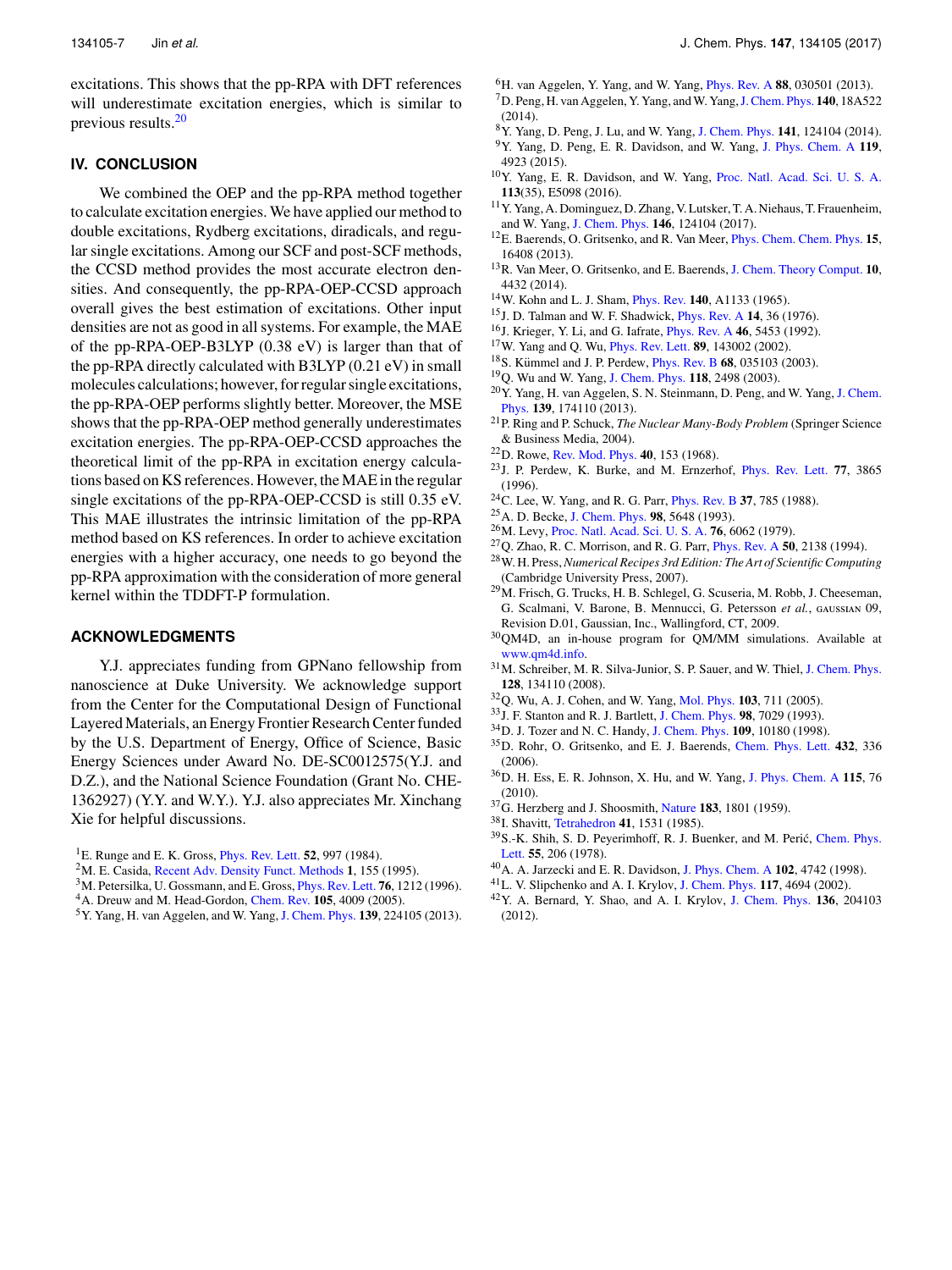excitations. This shows that the pp-RPA with DFT references will underestimate excitation energies, which is similar to previous results.[20]

## IV. CONCLUSION

We combined the OEP and the pp-RPA method together to calculate excitation energies. We have applied our method to double excitations, Rydberg excitations, diradicals, and regular single excitations. Among our SCF and post-SCF methods, the CCSD method provides the most accurate electron densities. And consequently, the pp-RPA-OEP-CCSD approach overall gives the best estimation of excitations. Other input densities are not as good in all systems. For example, the MAE of the pp-RPA-OEP-B3LYP (0.38 eV) is larger than that of the pp-RPA directly calculated with B3LYP (0.21 eV) in small molecules calculations; however, for regular single excitations, the pp-RPA-OEP performs slightly better. Moreover, the MSE shows that the pp-RPA-OEP method generally underestimates excitation energies. The pp-RPA-OEP-CCSD approaches the theoretical limit of the pp-RPA in excitation energy calculations based on KS references. However, the MAE in the regular single excitations of the pp-RPA-OEP-CCSD is still 0.35 eV. This MAE illustrates the intrinsic limitation of the pp-RPA method based on KS references. In order to achieve excitation energies with a higher accuracy, one needs to go beyond the pp-RPA approximation with the consideration of more general kernel within the TDDFT-P formulation.

## ACKNOWLEDGMENTS

Y.J. appreciates funding from GPNano fellowship from nanoscience at Duke University. We acknowledge support from the Center for the Computational Design of Functional Layered Materials, an Energy Frontier Research Center funded by the U.S. Department of Energy, Office of Science, Basic Energy Sciences under Award No. DE-SC0012575(Y.J. and D.Z.), and the National Science Foundation (Grant No. CHE-1362927) (Y.Y. and W.Y.). Y.J. also appreciates Mr. Xinchang Xie for helpful discussions.

[1] E. Runge and E. K. Gross, Phys. Rev. Lett. **52**, 997 (1984).
[2] M. E. Casida, Recent Adv. Density Funct. Methods **1**, 155 (1995).
[3] M. Petersilka, U. Gossmann, and E. Gross, Phys. Rev. Lett. **76**, 1212 (1996).
[4] A. Dreuw and M. Head-Gordon, Chem. Rev. **105**, 4009 (2005).
[5] Y. Yang, H. van Aggelen, and W. Yang, J. Chem. Phys. **139**, 224105 (2013).
[6] H. van Aggelen, Y. Yang, and W. Yang, Phys. Rev. A **88**, 030501 (2013).
[7] D. Peng, H. van Aggelen, Y. Yang, and W. Yang, J. Chem. Phys. **140**, 18A522 (2014).
[8] Y. Yang, D. Peng, J. Lu, and W. Yang, J. Chem. Phys. **141**, 124104 (2014).
[9] Y. Yang, D. Peng, E. R. Davidson, and W. Yang, J. Phys. Chem. A **119**, 4923 (2015).
[10] Y. Yang, E. R. Davidson, and W. Yang, Proc. Natl. Acad. Sci. U. S. A. **113**(35), E5098 (2016).
[11] Y. Yang, A. Dominguez, D. Zhang, V. Lutsker, T. A. Niehaus, T. Frauenheim, and W. Yang, J. Chem. Phys. **146**, 124104 (2017).
[12] E. Baerends, O. Gritsenko, and R. Van Meer, Phys. Chem. Chem. Phys. **15**, 16408 (2013).
[13] R. Van Meer, O. Gritsenko, and E. Baerends, J. Chem. Theory Comput. **10**, 4432 (2014).
[14] W. Kohn and L. J. Sham, Phys. Rev. **140**, A1133 (1965).
[15] J. D. Talman and W. F. Shadwick, Phys. Rev. A **14**, 36 (1976).
[16] J. Krieger, Y. Li, and G. Iafrate, Phys. Rev. A **46**, 5453 (1992).
[17] W. Yang and Q. Wu, Phys. Rev. Lett. **89**, 143002 (2002).
[18] S. Kümmel and J. P. Perdew, Phys. Rev. B **68**, 035103 (2003).
[19] Q. Wu and W. Yang, J. Chem. Phys. **118**, 2498 (2003).
[20] Y. Yang, H. van Aggelen, S. N. Steinmann, D. Peng, and W. Yang, J. Chem. Phys. **139**, 174110 (2013).
[21] P. Ring and P. Schuck, *The Nuclear Many-Body Problem* (Springer Science & Business Media, 2004).
[22] D. Rowe, Rev. Mod. Phys. **40**, 153 (1968).
[23] J. P. Perdew, K. Burke, and M. Ernzerhof, Phys. Rev. Lett. **77**, 3865 (1996).
[24] C. Lee, W. Yang, and R. G. Parr, Phys. Rev. B **37**, 785 (1988).
[25] A. D. Becke, J. Chem. Phys. **98**, 5648 (1993).
[26] M. Levy, Proc. Natl. Acad. Sci. U. S. A. **76**, 6062 (1979).
[27] Q. Zhao, R. C. Morrison, and R. G. Parr, Phys. Rev. A **50**, 2138 (1994).
[28] W. H. Press, *Numerical Recipes 3rd Edition: The Art of Scientific Computing* (Cambridge University Press, 2007).
[29] M. Frisch, G. Trucks, H. B. Schlegel, G. Scuseria, M. Robb, J. Cheeseman, G. Scalmani, V. Barone, B. Mennucci, G. Petersson *et al.*, GAUSSIAN 09, Revision D.01, Gaussian, Inc., Wallingford, CT, 2009.
[30] QM4D, an in-house program for QM/MM simulations. Available at www.qm4d.info.
[31] M. Schreiber, M. R. Silva-Junior, S. P. Sauer, and W. Thiel, J. Chem. Phys. **128**, 134110 (2008).
[32] Q. Wu, A. J. Cohen, and W. Yang, Mol. Phys. **103**, 711 (2005).
[33] J. F. Stanton and R. J. Bartlett, J. Chem. Phys. **98**, 7029 (1993).
[34] D. J. Tozer and N. C. Handy, J. Chem. Phys. **109**, 10180 (1998).
[35] D. Rohr, O. Gritsenko, and E. J. Baerends, Chem. Phys. Lett. **432**, 336 (2006).
[36] D. H. Ess, E. R. Johnson, X. Hu, and W. Yang, J. Phys. Chem. A **115**, 76 (2010).
[37] G. Herzberg and J. Shoosmith, Nature **183**, 1801 (1959).
[38] I. Shavitt, Tetrahedron **41**, 1531 (1985).
[39] S.-K. Shih, S. D. Peyerimhoff, R. J. Buenker, and M. Perić, Chem. Phys. Lett. **55**, 206 (1978).
[40] A. A. Jarzecki and E. R. Davidson, J. Phys. Chem. A **102**, 4742 (1998).
[41] L. V. Slipchenko and A. I. Krylov, J. Chem. Phys. **117**, 4694 (2002).
[42] Y. A. Bernard, Y. Shao, and A. I. Krylov, J. Chem. Phys. **136**, 204103 (2012).